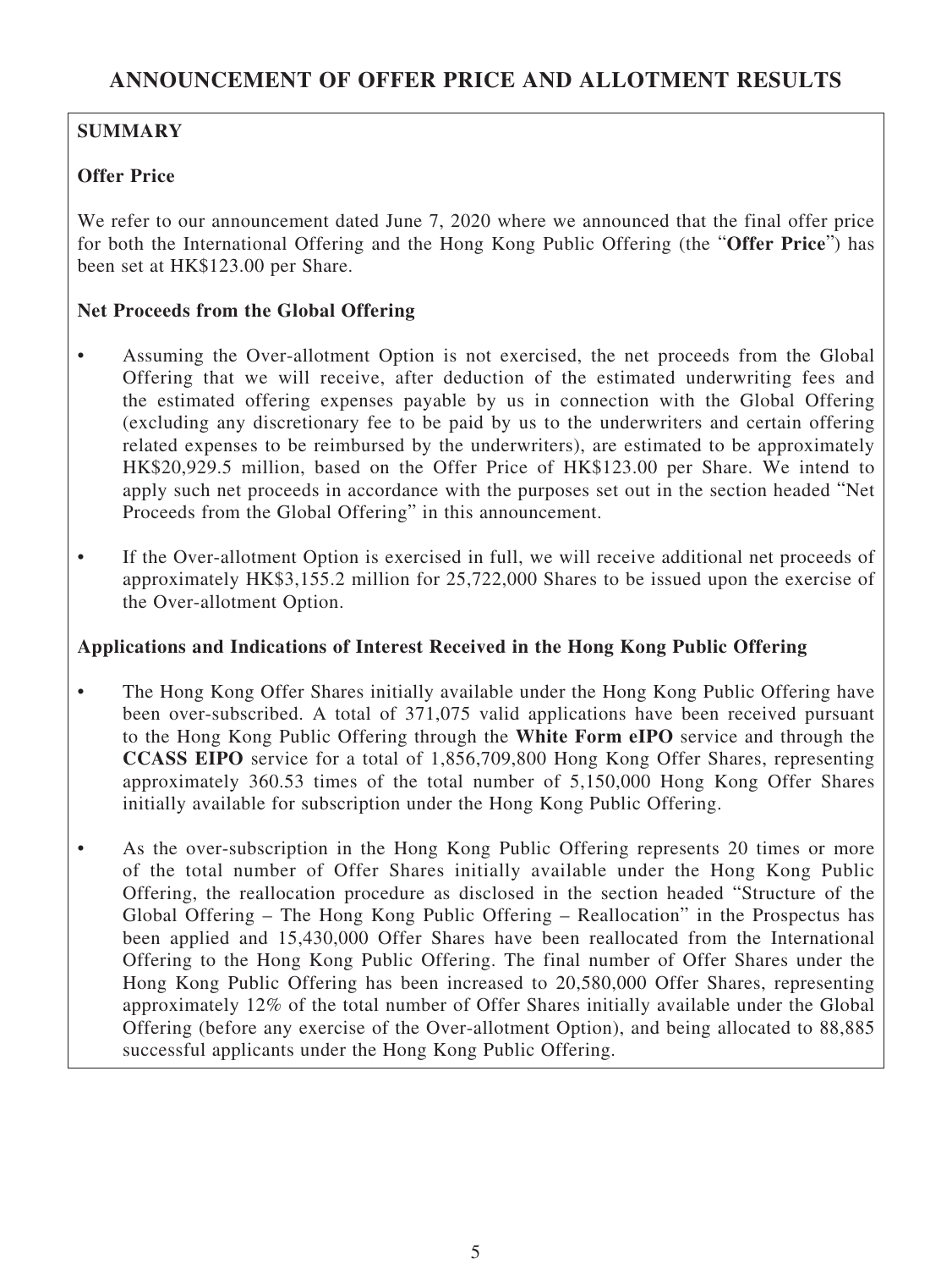# ANNOUNCEMENT OF OFFER PRICE AND ALLOTMENT RESULTS

## SUMMARY

### Offer Price

We refer to our announcement dated June 7, 2020 where we announced that the final offer price for both the International Offering and the Hong Kong Public Offering (the "**Offer Price**") has been set at HK$123.00 per Share.

### Net Proceeds from the Global Offering

- Assuming the Over-allotment Option is not exercised, the net proceeds from the Global Offering that we will receive, after deduction of the estimated underwriting fees and the estimated offering expenses payable by us in connection with the Global Offering (excluding any discretionary fee to be paid by us to the underwriters and certain offering related expenses to be reimbursed by the underwriters), are estimated to be approximately HK$20,929.5 million, based on the Offer Price of HK$123.00 per Share. We intend to apply such net proceeds in accordance with the purposes set out in the section headed "Net Proceeds from the Global Offering" in this announcement.
- If the Over-allotment Option is exercised in full, we will receive additional net proceeds of approximately HK$3,155.2 million for 25,722,000 Shares to be issued upon the exercise of the Over-allotment Option.

### Applications and Indications of Interest Received in the Hong Kong Public Offering

- The Hong Kong Offer Shares initially available under the Hong Kong Public Offering have been over-subscribed. A total of 371,075 valid applications have been received pursuant to the Hong Kong Public Offering through the **White Form eIPO** service and through the **CCASS EIPO** service for a total of 1,856,709,800 Hong Kong Offer Shares, representing approximately 360.53 times of the total number of 5,150,000 Hong Kong Offer Shares initially available for subscription under the Hong Kong Public Offering.
- As the over-subscription in the Hong Kong Public Offering represents 20 times or more of the total number of Offer Shares initially available under the Hong Kong Public Offering, the reallocation procedure as disclosed in the section headed "Structure of the Global Offering – The Hong Kong Public Offering – Reallocation" in the Prospectus has been applied and 15,430,000 Offer Shares have been reallocated from the International Offering to the Hong Kong Public Offering. The final number of Offer Shares under the Hong Kong Public Offering has been increased to 20,580,000 Offer Shares, representing approximately 12% of the total number of Offer Shares initially available under the Global Offering (before any exercise of the Over-allotment Option), and being allocated to 88,885 successful applicants under the Hong Kong Public Offering.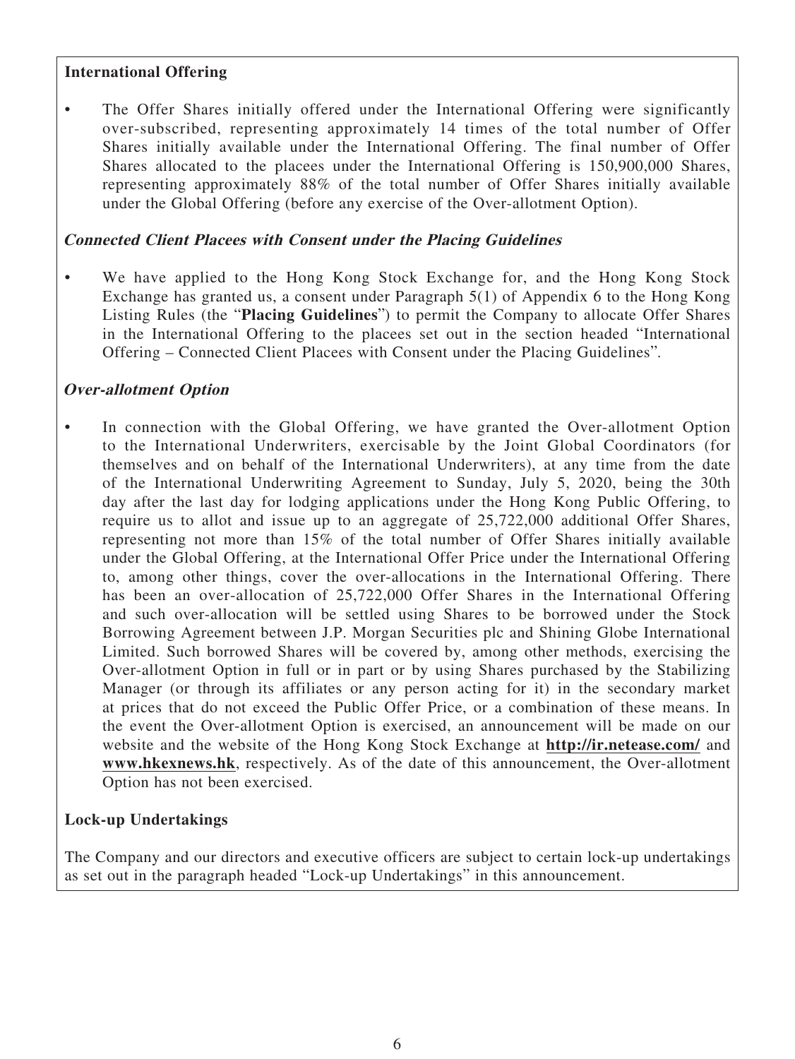**International Offering**

- The Offer Shares initially offered under the International Offering were significantly over-subscribed, representing approximately 14 times of the total number of Offer Shares initially available under the International Offering. The final number of Offer Shares allocated to the placees under the International Offering is 150,900,000 Shares, representing approximately 88% of the total number of Offer Shares initially available under the Global Offering (before any exercise of the Over-allotment Option).

***Connected Client Placees with Consent under the Placing Guidelines***

- We have applied to the Hong Kong Stock Exchange for, and the Hong Kong Stock Exchange has granted us, a consent under Paragraph 5(1) of Appendix 6 to the Hong Kong Listing Rules (the "**Placing Guidelines**") to permit the Company to allocate Offer Shares in the International Offering to the placees set out in the section headed "International Offering – Connected Client Placees with Consent under the Placing Guidelines".

***Over-allotment Option***

- In connection with the Global Offering, we have granted the Over-allotment Option to the International Underwriters, exercisable by the Joint Global Coordinators (for themselves and on behalf of the International Underwriters), at any time from the date of the International Underwriting Agreement to Sunday, July 5, 2020, being the 30th day after the last day for lodging applications under the Hong Kong Public Offering, to require us to allot and issue up to an aggregate of 25,722,000 additional Offer Shares, representing not more than 15% of the total number of Offer Shares initially available under the Global Offering, at the International Offer Price under the International Offering to, among other things, cover the over-allocations in the International Offering. There has been an over-allocation of 25,722,000 Offer Shares in the International Offering and such over-allocation will be settled using Shares to be borrowed under the Stock Borrowing Agreement between J.P. Morgan Securities plc and Shining Globe International Limited. Such borrowed Shares will be covered by, among other methods, exercising the Over-allotment Option in full or in part or by using Shares purchased by the Stabilizing Manager (or through its affiliates or any person acting for it) in the secondary market at prices that do not exceed the Public Offer Price, or a combination of these means. In the event the Over-allotment Option is exercised, an announcement will be made on our website and the website of the Hong Kong Stock Exchange at **http://ir.netease.com/** and **www.hkexnews.hk**, respectively. As of the date of this announcement, the Over-allotment Option has not been exercised.

**Lock-up Undertakings**

The Company and our directors and executive officers are subject to certain lock-up undertakings as set out in the paragraph headed "Lock-up Undertakings" in this announcement.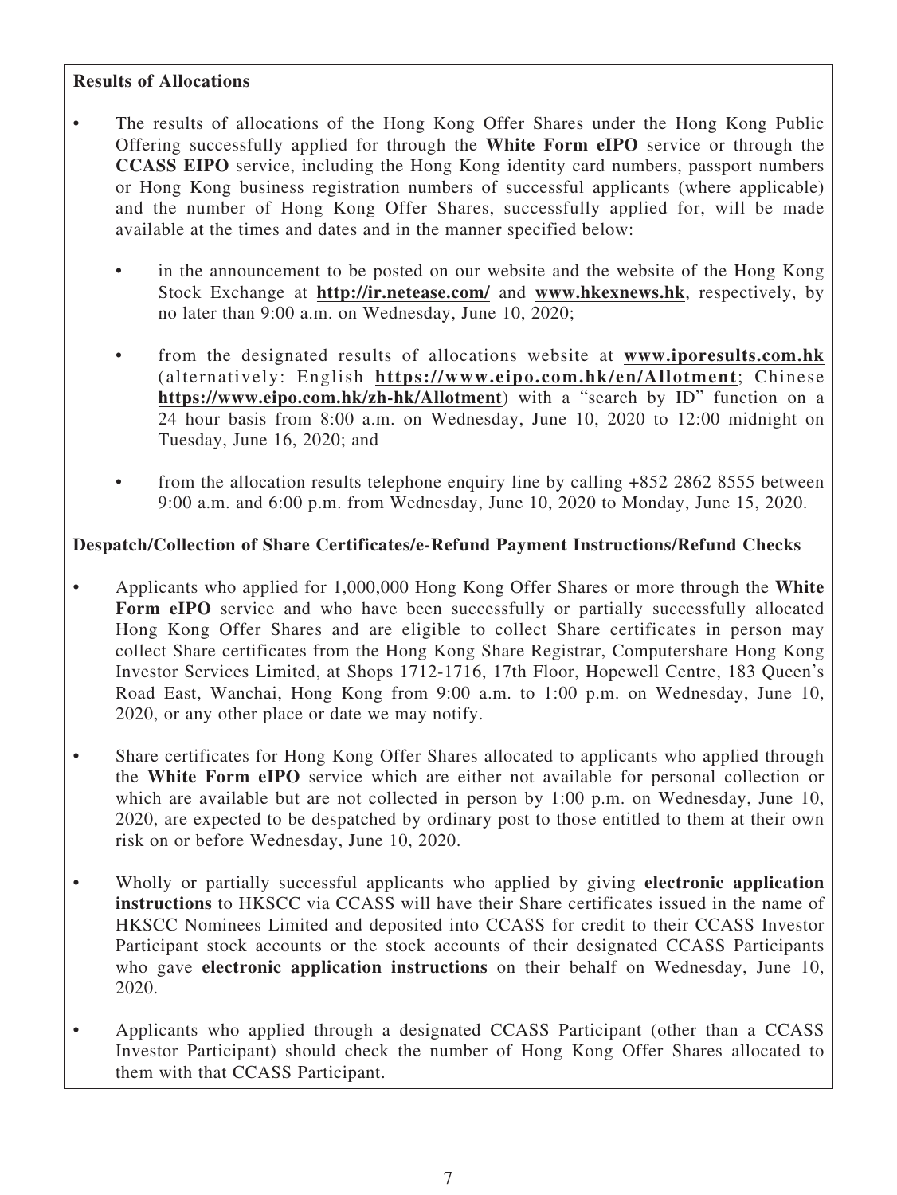**Results of Allocations**

- The results of allocations of the Hong Kong Offer Shares under the Hong Kong Public Offering successfully applied for through the **White Form eIPO** service or through the **CCASS EIPO** service, including the Hong Kong identity card numbers, passport numbers or Hong Kong business registration numbers of successful applicants (where applicable) and the number of Hong Kong Offer Shares, successfully applied for, will be made available at the times and dates and in the manner specified below:

  - in the announcement to be posted on our website and the website of the Hong Kong Stock Exchange at **http://ir.netease.com/** and **www.hkexnews.hk**, respectively, by no later than 9:00 a.m. on Wednesday, June 10, 2020;

  - from the designated results of allocations website at **www.iporesults.com.hk** (alternatively: English **https://www.eipo.com.hk/en/Allotment**; Chinese **https://www.eipo.com.hk/zh-hk/Allotment**) with a "search by ID" function on a 24 hour basis from 8:00 a.m. on Wednesday, June 10, 2020 to 12:00 midnight on Tuesday, June 16, 2020; and

  - from the allocation results telephone enquiry line by calling +852 2862 8555 between 9:00 a.m. and 6:00 p.m. from Wednesday, June 10, 2020 to Monday, June 15, 2020.

**Despatch/Collection of Share Certificates/e-Refund Payment Instructions/Refund Checks**

- Applicants who applied for 1,000,000 Hong Kong Offer Shares or more through the **White Form eIPO** service and who have been successfully or partially successfully allocated Hong Kong Offer Shares and are eligible to collect Share certificates in person may collect Share certificates from the Hong Kong Share Registrar, Computershare Hong Kong Investor Services Limited, at Shops 1712-1716, 17th Floor, Hopewell Centre, 183 Queen's Road East, Wanchai, Hong Kong from 9:00 a.m. to 1:00 p.m. on Wednesday, June 10, 2020, or any other place or date we may notify.

- Share certificates for Hong Kong Offer Shares allocated to applicants who applied through the **White Form eIPO** service which are either not available for personal collection or which are available but are not collected in person by 1:00 p.m. on Wednesday, June 10, 2020, are expected to be despatched by ordinary post to those entitled to them at their own risk on or before Wednesday, June 10, 2020.

- Wholly or partially successful applicants who applied by giving **electronic application instructions** to HKSCC via CCASS will have their Share certificates issued in the name of HKSCC Nominees Limited and deposited into CCASS for credit to their CCASS Investor Participant stock accounts or the stock accounts of their designated CCASS Participants who gave **electronic application instructions** on their behalf on Wednesday, June 10, 2020.

- Applicants who applied through a designated CCASS Participant (other than a CCASS Investor Participant) should check the number of Hong Kong Offer Shares allocated to them with that CCASS Participant.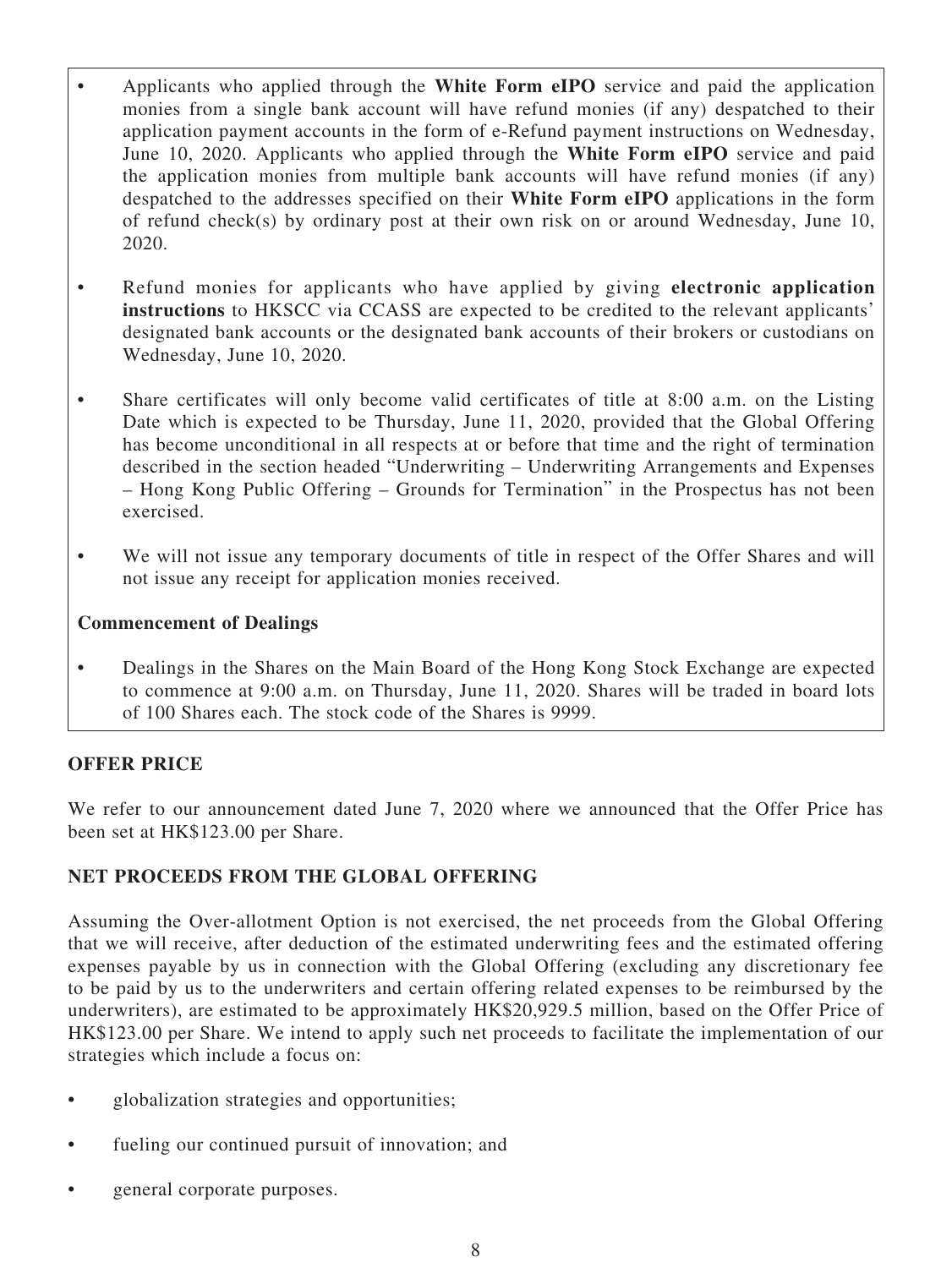- Applicants who applied through the **White Form eIPO** service and paid the application monies from a single bank account will have refund monies (if any) despatched to their application payment accounts in the form of e-Refund payment instructions on Wednesday, June 10, 2020. Applicants who applied through the **White Form eIPO** service and paid the application monies from multiple bank accounts will have refund monies (if any) despatched to the addresses specified on their **White Form eIPO** applications in the form of refund check(s) by ordinary post at their own risk on or around Wednesday, June 10, 2020.

- Refund monies for applicants who have applied by giving **electronic application instructions** to HKSCC via CCASS are expected to be credited to the relevant applicants' designated bank accounts or the designated bank accounts of their brokers or custodians on Wednesday, June 10, 2020.

- Share certificates will only become valid certificates of title at 8:00 a.m. on the Listing Date which is expected to be Thursday, June 11, 2020, provided that the Global Offering has become unconditional in all respects at or before that time and the right of termination described in the section headed "Underwriting – Underwriting Arrangements and Expenses – Hong Kong Public Offering – Grounds for Termination" in the Prospectus has not been exercised.

- We will not issue any temporary documents of title in respect of the Offer Shares and will not issue any receipt for application monies received.

**Commencement of Dealings**

- Dealings in the Shares on the Main Board of the Hong Kong Stock Exchange are expected to commence at 9:00 a.m. on Thursday, June 11, 2020. Shares will be traded in board lots of 100 Shares each. The stock code of the Shares is 9999.

## OFFER PRICE

We refer to our announcement dated June 7, 2020 where we announced that the Offer Price has been set at HK$123.00 per Share.

## NET PROCEEDS FROM THE GLOBAL OFFERING

Assuming the Over-allotment Option is not exercised, the net proceeds from the Global Offering that we will receive, after deduction of the estimated underwriting fees and the estimated offering expenses payable by us in connection with the Global Offering (excluding any discretionary fee to be paid by us to the underwriters and certain offering related expenses to be reimbursed by the underwriters), are estimated to be approximately HK$20,929.5 million, based on the Offer Price of HK$123.00 per Share. We intend to apply such net proceeds to facilitate the implementation of our strategies which include a focus on:

- globalization strategies and opportunities;
- fueling our continued pursuit of innovation; and
- general corporate purposes.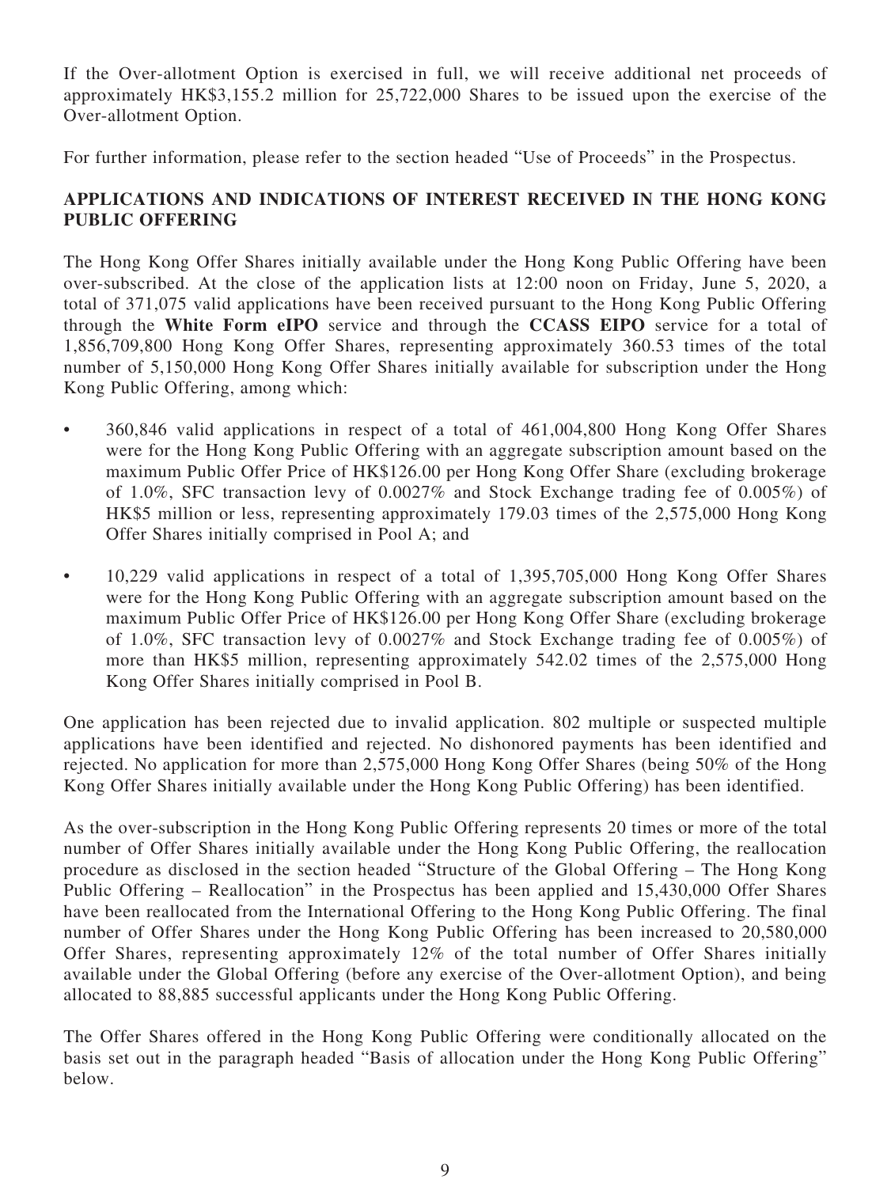If the Over-allotment Option is exercised in full, we will receive additional net proceeds of approximately HK$3,155.2 million for 25,722,000 Shares to be issued upon the exercise of the Over-allotment Option.

For further information, please refer to the section headed "Use of Proceeds" in the Prospectus.

## APPLICATIONS AND INDICATIONS OF INTEREST RECEIVED IN THE HONG KONG PUBLIC OFFERING

The Hong Kong Offer Shares initially available under the Hong Kong Public Offering have been over-subscribed. At the close of the application lists at 12:00 noon on Friday, June 5, 2020, a total of 371,075 valid applications have been received pursuant to the Hong Kong Public Offering through the **White Form eIPO** service and through the **CCASS EIPO** service for a total of 1,856,709,800 Hong Kong Offer Shares, representing approximately 360.53 times of the total number of 5,150,000 Hong Kong Offer Shares initially available for subscription under the Hong Kong Public Offering, among which:

- 360,846 valid applications in respect of a total of 461,004,800 Hong Kong Offer Shares were for the Hong Kong Public Offering with an aggregate subscription amount based on the maximum Public Offer Price of HK$126.00 per Hong Kong Offer Share (excluding brokerage of 1.0%, SFC transaction levy of 0.0027% and Stock Exchange trading fee of 0.005%) of HK$5 million or less, representing approximately 179.03 times of the 2,575,000 Hong Kong Offer Shares initially comprised in Pool A; and

- 10,229 valid applications in respect of a total of 1,395,705,000 Hong Kong Offer Shares were for the Hong Kong Public Offering with an aggregate subscription amount based on the maximum Public Offer Price of HK$126.00 per Hong Kong Offer Share (excluding brokerage of 1.0%, SFC transaction levy of 0.0027% and Stock Exchange trading fee of 0.005%) of more than HK$5 million, representing approximately 542.02 times of the 2,575,000 Hong Kong Offer Shares initially comprised in Pool B.

One application has been rejected due to invalid application. 802 multiple or suspected multiple applications have been identified and rejected. No dishonored payments has been identified and rejected. No application for more than 2,575,000 Hong Kong Offer Shares (being 50% of the Hong Kong Offer Shares initially available under the Hong Kong Public Offering) has been identified.

As the over-subscription in the Hong Kong Public Offering represents 20 times or more of the total number of Offer Shares initially available under the Hong Kong Public Offering, the reallocation procedure as disclosed in the section headed "Structure of the Global Offering – The Hong Kong Public Offering – Reallocation" in the Prospectus has been applied and 15,430,000 Offer Shares have been reallocated from the International Offering to the Hong Kong Public Offering. The final number of Offer Shares under the Hong Kong Public Offering has been increased to 20,580,000 Offer Shares, representing approximately 12% of the total number of Offer Shares initially available under the Global Offering (before any exercise of the Over-allotment Option), and being allocated to 88,885 successful applicants under the Hong Kong Public Offering.

The Offer Shares offered in the Hong Kong Public Offering were conditionally allocated on the basis set out in the paragraph headed "Basis of allocation under the Hong Kong Public Offering" below.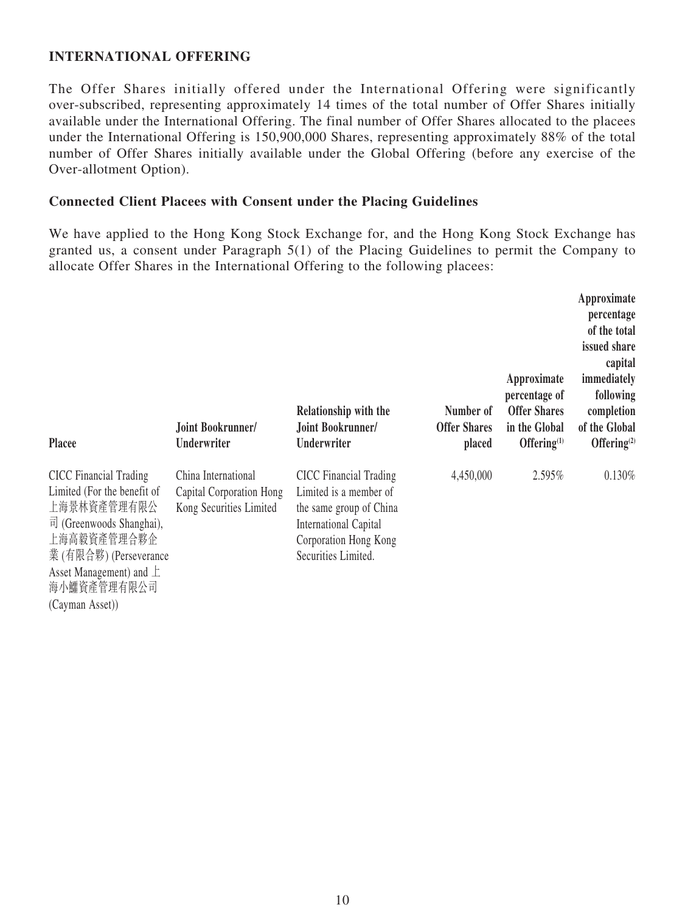**INTERNATIONAL OFFERING**

The Offer Shares initially offered under the International Offering were significantly over-subscribed, representing approximately 14 times of the total number of Offer Shares initially available under the International Offering. The final number of Offer Shares allocated to the placees under the International Offering is 150,900,000 Shares, representing approximately 88% of the total number of Offer Shares initially available under the Global Offering (before any exercise of the Over-allotment Option).

**Connected Client Placees with Consent under the Placing Guidelines**

We have applied to the Hong Kong Stock Exchange for, and the Hong Kong Stock Exchange has granted us, a consent under Paragraph 5(1) of the Placing Guidelines to permit the Company to allocate Offer Shares in the International Offering to the following placees:

| Placee | Joint Bookrunner/ Underwriter | Relationship with the Joint Bookrunner/ Underwriter | Number of Offer Shares placed | Approximate percentage of Offer Shares in the Global Offering[(1)] | Approximate percentage of the total issued share capital immediately following completion of the Global Offering[(2)] |
|---|---|---|---|---|---|
| CICC Financial Trading Limited (For the benefit of 上海景林資產管理有限公司 (Greenwoods Shanghai), 上海高毅資產管理合夥企業(有限合夥) (Perseverance Asset Management) and 上海小鱷資產管理有限公司 (Cayman Asset)) | China International Capital Corporation Hong Kong Securities Limited | CICC Financial Trading Limited is a member of the same group of China International Capital Corporation Hong Kong Securities Limited. | 4,450,000 | 2.595% | 0.130% |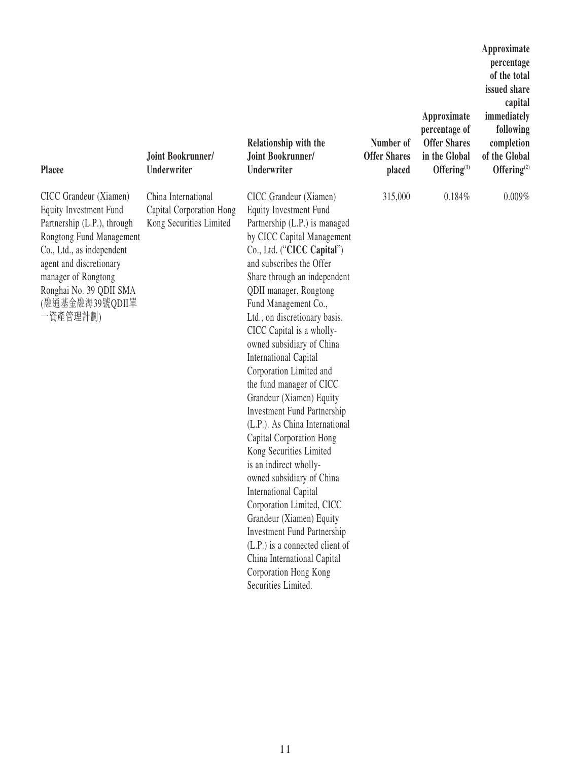| Placee | Joint Bookrunner/ Underwriter | Relationship with the Joint Bookrunner/ Underwriter | Number of Offer Shares placed | Approximate percentage of Offer Shares in the Global Offering[(1)] | Approximate percentage of the total issued share capital immediately following completion of the Global Offering[(2)] |
|---|---|---|---|---|---|
| CICC Grandeur (Xiamen) Equity Investment Fund Partnership (L.P.), through Rongtong Fund Management Co., Ltd., as independent agent and discretionary manager of Rongtong Ronghai No. 39 QDII SMA (融通基金融海39號QDII單一資產管理計劃) | China International Capital Corporation Hong Kong Securities Limited | CICC Grandeur (Xiamen) Equity Investment Fund Partnership (L.P.) is managed by CICC Capital Management Co., Ltd. ("**CICC Capital**") and subscribes the Offer Share through an independent QDII manager, Rongtong Fund Management Co., Ltd., on discretionary basis. CICC Capital is a wholly-owned subsidiary of China International Capital Corporation Limited and the fund manager of CICC Grandeur (Xiamen) Equity Investment Fund Partnership (L.P.). As China International Capital Corporation Hong Kong Securities Limited is an indirect wholly-owned subsidiary of China International Capital Corporation Limited, CICC Grandeur (Xiamen) Equity Investment Fund Partnership (L.P.) is a connected client of China International Capital Corporation Hong Kong Securities Limited. | 315,000 | 0.184% | 0.009% |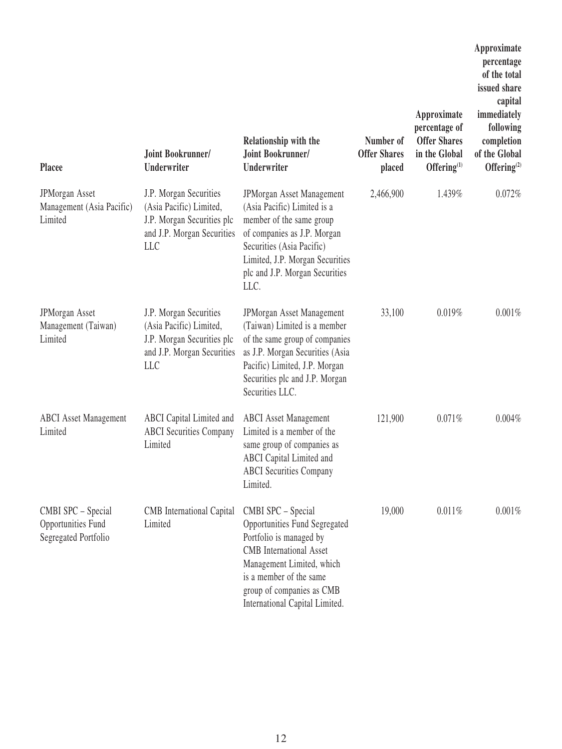| Placee | Joint Bookrunner/ Underwriter | Relationship with the Joint Bookrunner/ Underwriter | Number of Offer Shares placed | Approximate percentage of Offer Shares in the Global Offering[(1)] | Approximate percentage of the total issued share capital immediately following completion of the Global Offering[(2)] |
|---|---|---|---|---|---|
| JPMorgan Asset Management (Asia Pacific) Limited | J.P. Morgan Securities (Asia Pacific) Limited, J.P. Morgan Securities plc and J.P. Morgan Securities LLC | JPMorgan Asset Management (Asia Pacific) Limited is a member of the same group of companies as J.P. Morgan Securities (Asia Pacific) Limited, J.P. Morgan Securities plc and J.P. Morgan Securities LLC. | 2,466,900 | 1.439% | 0.072% |
| JPMorgan Asset Management (Taiwan) Limited | J.P. Morgan Securities (Asia Pacific) Limited, J.P. Morgan Securities plc and J.P. Morgan Securities LLC | JPMorgan Asset Management (Taiwan) Limited is a member of the same group of companies as J.P. Morgan Securities (Asia Pacific) Limited, J.P. Morgan Securities plc and J.P. Morgan Securities LLC. | 33,100 | 0.019% | 0.001% |
| ABCI Asset Management Limited | ABCI Capital Limited and ABCI Securities Company Limited | ABCI Asset Management Limited is a member of the same group of companies as ABCI Capital Limited and ABCI Securities Company Limited. | 121,900 | 0.071% | 0.004% |
| CMBI SPC – Special Opportunities Fund Segregated Portfolio | CMB International Capital Limited | CMBI SPC – Special Opportunities Fund Segregated Portfolio is managed by CMB International Asset Management Limited, which is a member of the same group of companies as CMB International Capital Limited. | 19,000 | 0.011% | 0.001% |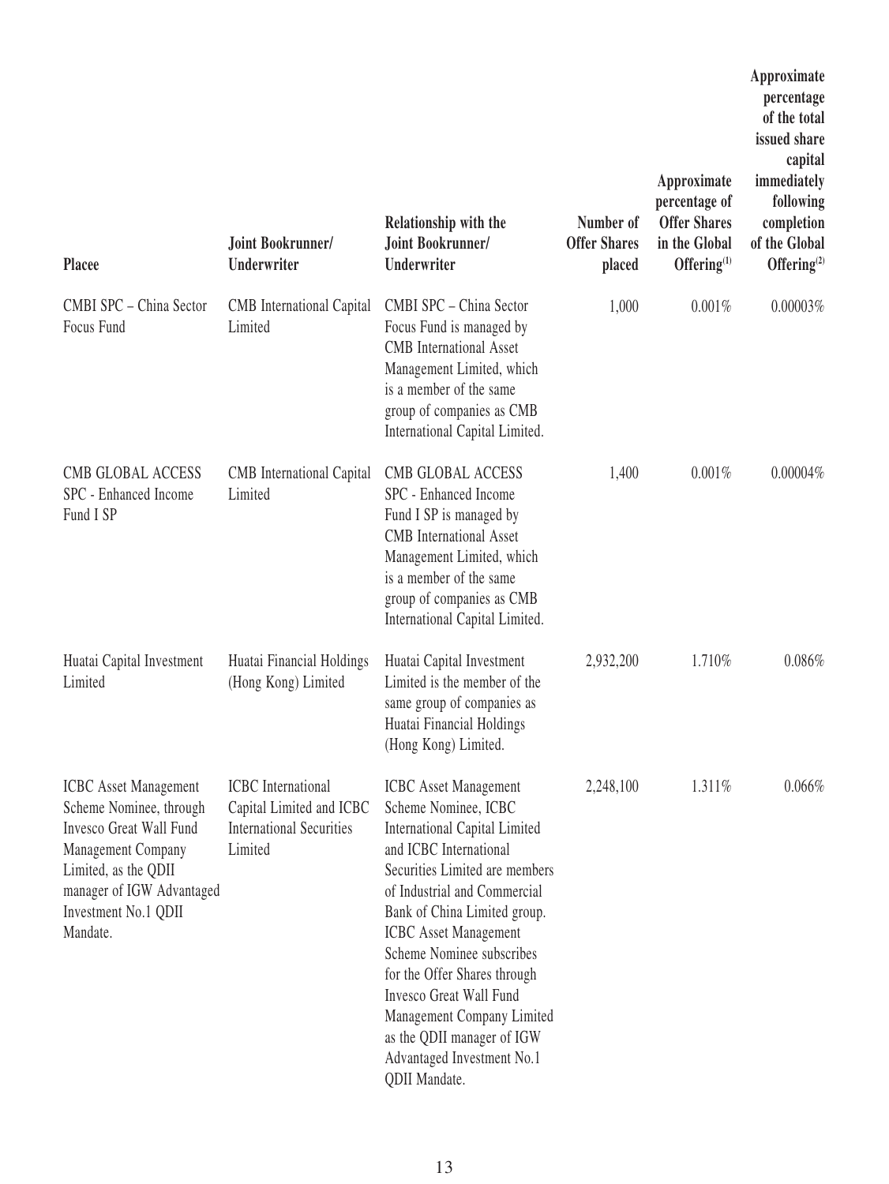| Placee | Joint Bookrunner/ Underwriter | Relationship with the Joint Bookrunner/ Underwriter | Number of Offer Shares placed | Approximate percentage of Offer Shares in the Global Offering[(1)] | Approximate percentage of the total issued share capital immediately following completion of the Global Offering[(2)] |
|---|---|---|---|---|---|
| CMBI SPC – China Sector Focus Fund | CMB International Capital Limited | CMBI SPC – China Sector Focus Fund is managed by CMB International Asset Management Limited, which is a member of the same group of companies as CMB International Capital Limited. | 1,000 | 0.001% | 0.00003% |
| CMB GLOBAL ACCESS SPC - Enhanced Income Fund I SP | CMB International Capital Limited | CMB GLOBAL ACCESS SPC - Enhanced Income Fund I SP is managed by CMB International Asset Management Limited, which is a member of the same group of companies as CMB International Capital Limited. | 1,400 | 0.001% | 0.00004% |
| Huatai Capital Investment Limited | Huatai Financial Holdings (Hong Kong) Limited | Huatai Capital Investment Limited is the member of the same group of companies as Huatai Financial Holdings (Hong Kong) Limited. | 2,932,200 | 1.710% | 0.086% |
| ICBC Asset Management Scheme Nominee, through Invesco Great Wall Fund Management Company Limited, as the QDII manager of IGW Advantaged Investment No.1 QDII Mandate. | ICBC International Capital Limited and ICBC International Securities Limited | ICBC Asset Management Scheme Nominee, ICBC International Capital Limited and ICBC International Securities Limited are members of Industrial and Commercial Bank of China Limited group. ICBC Asset Management Scheme Nominee subscribes for the Offer Shares through Invesco Great Wall Fund Management Company Limited as the QDII manager of IGW Advantaged Investment No.1 QDII Mandate. | 2,248,100 | 1.311% | 0.066% |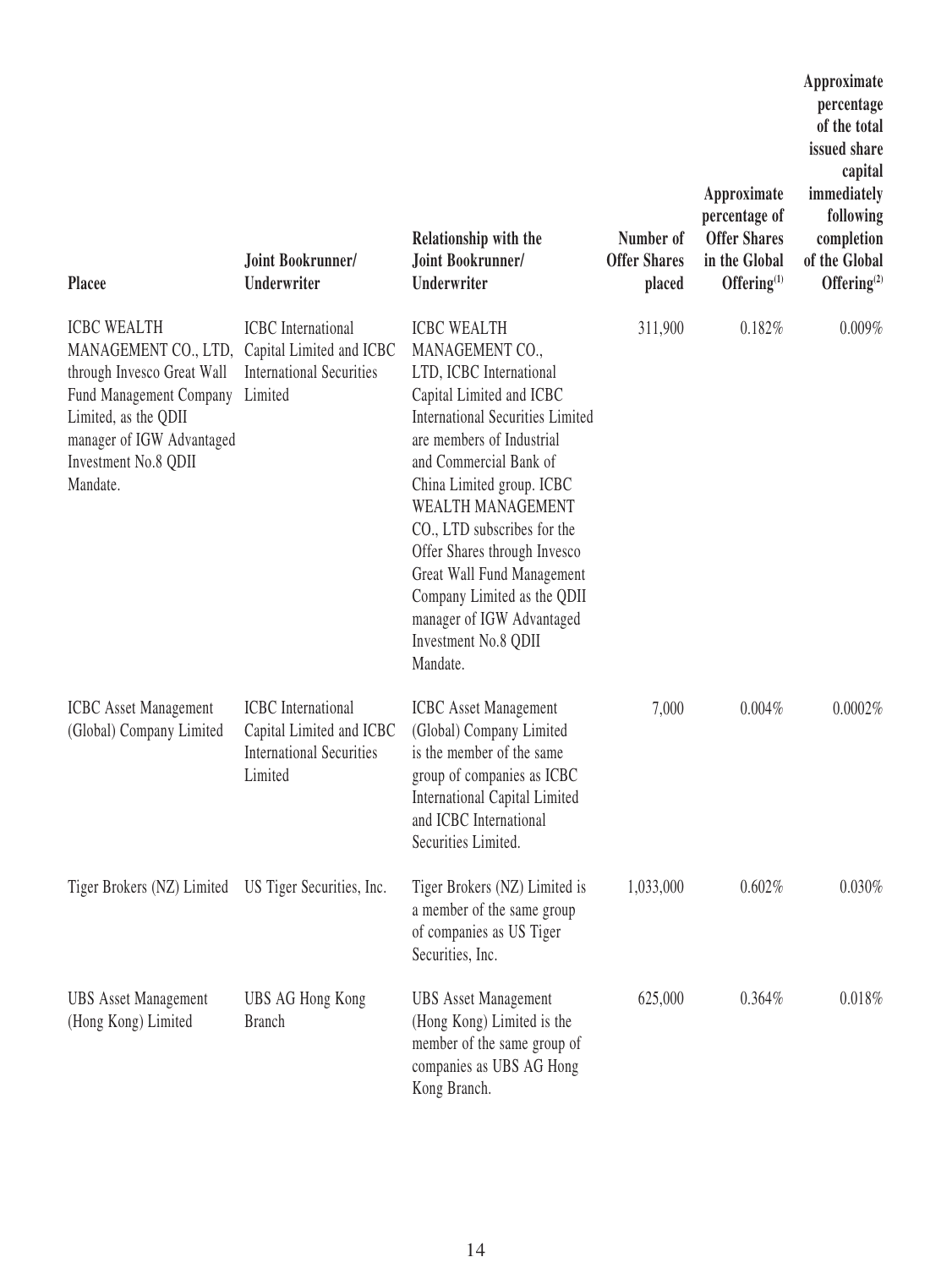| Placee | Joint Bookrunner/ Underwriter | Relationship with the Joint Bookrunner/ Underwriter | Number of Offer Shares placed | Approximate percentage of Offer Shares in the Global Offering[(1)] | Approximate percentage of the total issued share capital immediately following completion of the Global Offering[(2)] |
|---|---|---|---|---|---|
| ICBC WEALTH MANAGEMENT CO., LTD, through Invesco Great Wall Fund Management Company Limited, as the QDII manager of IGW Advantaged Investment No.8 QDII Mandate. | ICBC International Capital Limited and ICBC International Securities Limited | ICBC WEALTH MANAGEMENT CO., LTD, ICBC International Capital Limited and ICBC International Securities Limited are members of Industrial and Commercial Bank of China Limited group. ICBC WEALTH MANAGEMENT CO., LTD subscribes for the Offer Shares through Invesco Great Wall Fund Management Company Limited as the QDII manager of IGW Advantaged Investment No.8 QDII Mandate. | 311,900 | 0.182% | 0.009% |
| ICBC Asset Management (Global) Company Limited | ICBC International Capital Limited and ICBC International Securities Limited | ICBC Asset Management (Global) Company Limited is the member of the same group of companies as ICBC International Capital Limited and ICBC International Securities Limited. | 7,000 | 0.004% | 0.0002% |
| Tiger Brokers (NZ) Limited | US Tiger Securities, Inc. | Tiger Brokers (NZ) Limited is a member of the same group of companies as US Tiger Securities, Inc. | 1,033,000 | 0.602% | 0.030% |
| UBS Asset Management (Hong Kong) Limited | UBS AG Hong Kong Branch | UBS Asset Management (Hong Kong) Limited is the member of the same group of companies as UBS AG Hong Kong Branch. | 625,000 | 0.364% | 0.018% |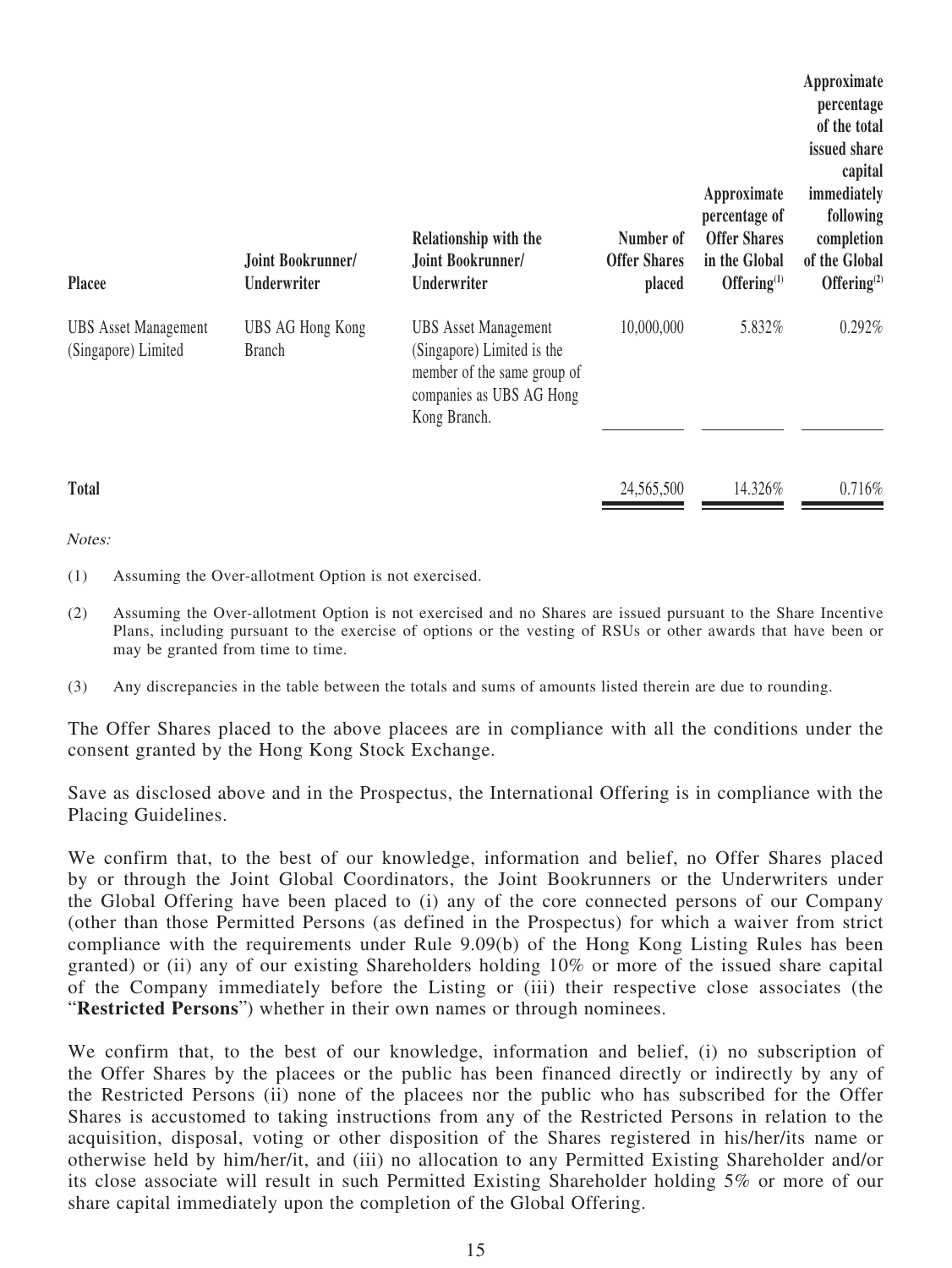| Placee | Joint Bookrunner/ Underwriter | Relationship with the Joint Bookrunner/ Underwriter | Number of Offer Shares placed | Approximate percentage of Offer Shares in the Global Offering[(1)] | Approximate percentage of the total issued share capital immediately following completion of the Global Offering[(2)] |
|---|---|---|---|---|---|
| UBS Asset Management (Singapore) Limited | UBS AG Hong Kong Branch | UBS Asset Management (Singapore) Limited is the member of the same group of companies as UBS AG Hong Kong Branch. | 10,000,000 | 5.832% | 0.292% |
| **Total** | | | 24,565,500 | 14.326% | 0.716% |

*Notes:*

(1) Assuming the Over-allotment Option is not exercised.

(2) Assuming the Over-allotment Option is not exercised and no Shares are issued pursuant to the Share Incentive Plans, including pursuant to the exercise of options or the vesting of RSUs or other awards that have been or may be granted from time to time.

(3) Any discrepancies in the table between the totals and sums of amounts listed therein are due to rounding.

The Offer Shares placed to the above placees are in compliance with all the conditions under the consent granted by the Hong Kong Stock Exchange.

Save as disclosed above and in the Prospectus, the International Offering is in compliance with the Placing Guidelines.

We confirm that, to the best of our knowledge, information and belief, no Offer Shares placed by or through the Joint Global Coordinators, the Joint Bookrunners or the Underwriters under the Global Offering have been placed to (i) any of the core connected persons of our Company (other than those Permitted Persons (as defined in the Prospectus) for which a waiver from strict compliance with the requirements under Rule 9.09(b) of the Hong Kong Listing Rules has been granted) or (ii) any of our existing Shareholders holding 10% or more of the issued share capital of the Company immediately before the Listing or (iii) their respective close associates (the "**Restricted Persons**") whether in their own names or through nominees.

We confirm that, to the best of our knowledge, information and belief, (i) no subscription of the Offer Shares by the placees or the public has been financed directly or indirectly by any of the Restricted Persons (ii) none of the placees nor the public who has subscribed for the Offer Shares is accustomed to taking instructions from any of the Restricted Persons in relation to the acquisition, disposal, voting or other disposition of the Shares registered in his/her/its name or otherwise held by him/her/it, and (iii) no allocation to any Permitted Existing Shareholder and/or its close associate will result in such Permitted Existing Shareholder holding 5% or more of our share capital immediately upon the completion of the Global Offering.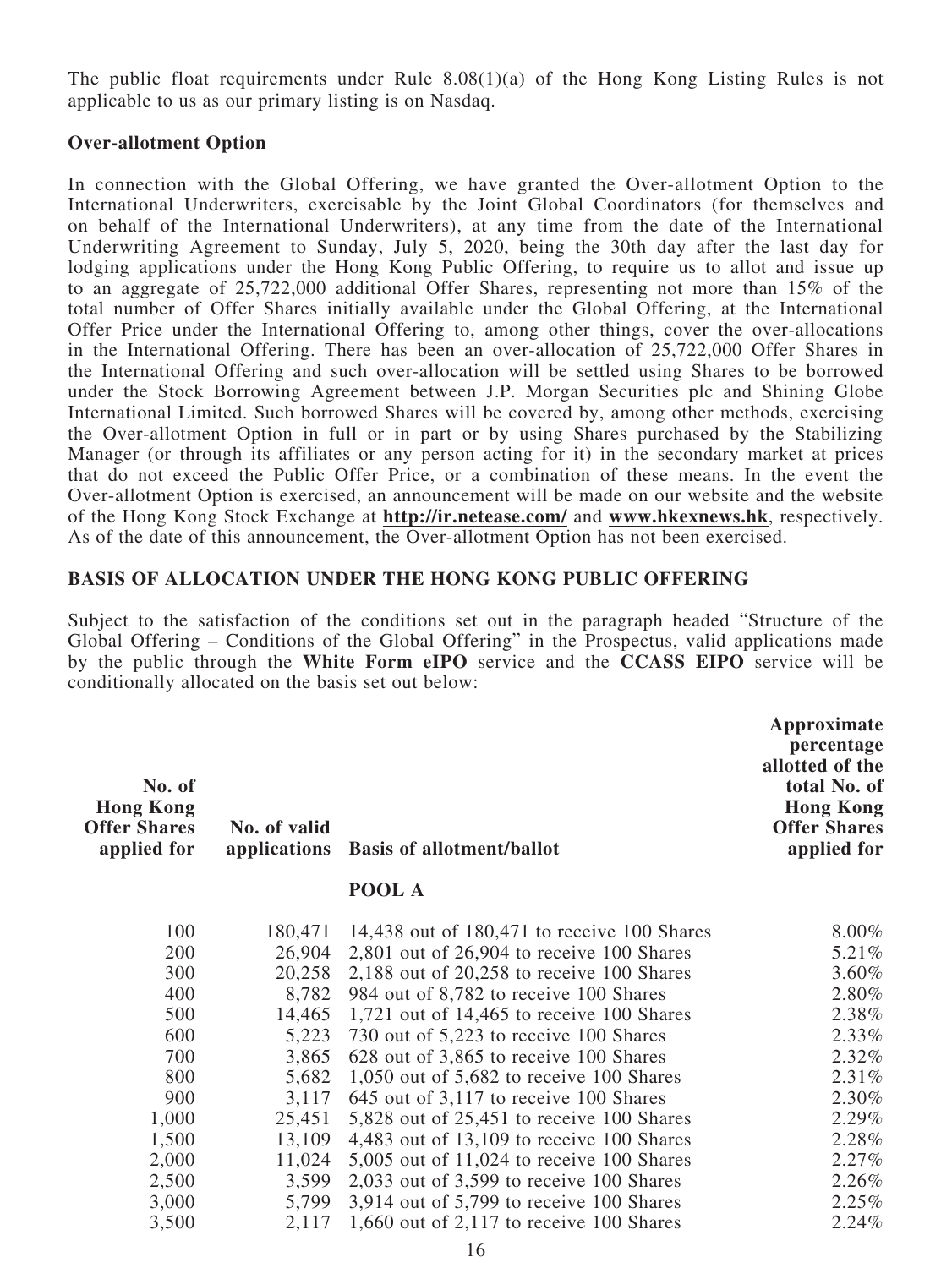The public float requirements under Rule 8.08(1)(a) of the Hong Kong Listing Rules is not applicable to us as our primary listing is on Nasdaq.

**Over-allotment Option**

In connection with the Global Offering, we have granted the Over-allotment Option to the International Underwriters, exercisable by the Joint Global Coordinators (for themselves and on behalf of the International Underwriters), at any time from the date of the International Underwriting Agreement to Sunday, July 5, 2020, being the 30th day after the last day for lodging applications under the Hong Kong Public Offering, to require us to allot and issue up to an aggregate of 25,722,000 additional Offer Shares, representing not more than 15% of the total number of Offer Shares initially available under the Global Offering, at the International Offer Price under the International Offering to, among other things, cover the over-allocations in the International Offering. There has been an over-allocation of 25,722,000 Offer Shares in the International Offering and such over-allocation will be settled using Shares to be borrowed under the Stock Borrowing Agreement between J.P. Morgan Securities plc and Shining Globe International Limited. Such borrowed Shares will be covered by, among other methods, exercising the Over-allotment Option in full or in part or by using Shares purchased by the Stabilizing Manager (or through its affiliates or any person acting for it) in the secondary market at prices that do not exceed the Public Offer Price, or a combination of these means. In the event the Over-allotment Option is exercised, an announcement will be made on our website and the website of the Hong Kong Stock Exchange at **http://ir.netease.com/** and **www.hkexnews.hk**, respectively. As of the date of this announcement, the Over-allotment Option has not been exercised.

**BASIS OF ALLOCATION UNDER THE HONG KONG PUBLIC OFFERING**

Subject to the satisfaction of the conditions set out in the paragraph headed "Structure of the Global Offering – Conditions of the Global Offering" in the Prospectus, valid applications made by the public through the **White Form eIPO** service and the **CCASS EIPO** service will be conditionally allocated on the basis set out below:

| No. of Hong Kong Offer Shares applied for | No. of valid applications | Basis of allotment/ballot | Approximate percentage allotted of the total No. of Hong Kong Offer Shares applied for |
|---|---|---|---|
| | | **POOL A** | |
| 100 | 180,471 | 14,438 out of 180,471 to receive 100 Shares | 8.00% |
| 200 | 26,904 | 2,801 out of 26,904 to receive 100 Shares | 5.21% |
| 300 | 20,258 | 2,188 out of 20,258 to receive 100 Shares | 3.60% |
| 400 | 8,782 | 984 out of 8,782 to receive 100 Shares | 2.80% |
| 500 | 14,465 | 1,721 out of 14,465 to receive 100 Shares | 2.38% |
| 600 | 5,223 | 730 out of 5,223 to receive 100 Shares | 2.33% |
| 700 | 3,865 | 628 out of 3,865 to receive 100 Shares | 2.32% |
| 800 | 5,682 | 1,050 out of 5,682 to receive 100 Shares | 2.31% |
| 900 | 3,117 | 645 out of 3,117 to receive 100 Shares | 2.30% |
| 1,000 | 25,451 | 5,828 out of 25,451 to receive 100 Shares | 2.29% |
| 1,500 | 13,109 | 4,483 out of 13,109 to receive 100 Shares | 2.28% |
| 2,000 | 11,024 | 5,005 out of 11,024 to receive 100 Shares | 2.27% |
| 2,500 | 3,599 | 2,033 out of 3,599 to receive 100 Shares | 2.26% |
| 3,000 | 5,799 | 3,914 out of 5,799 to receive 100 Shares | 2.25% |
| 3,500 | 2,117 | 1,660 out of 2,117 to receive 100 Shares | 2.24% |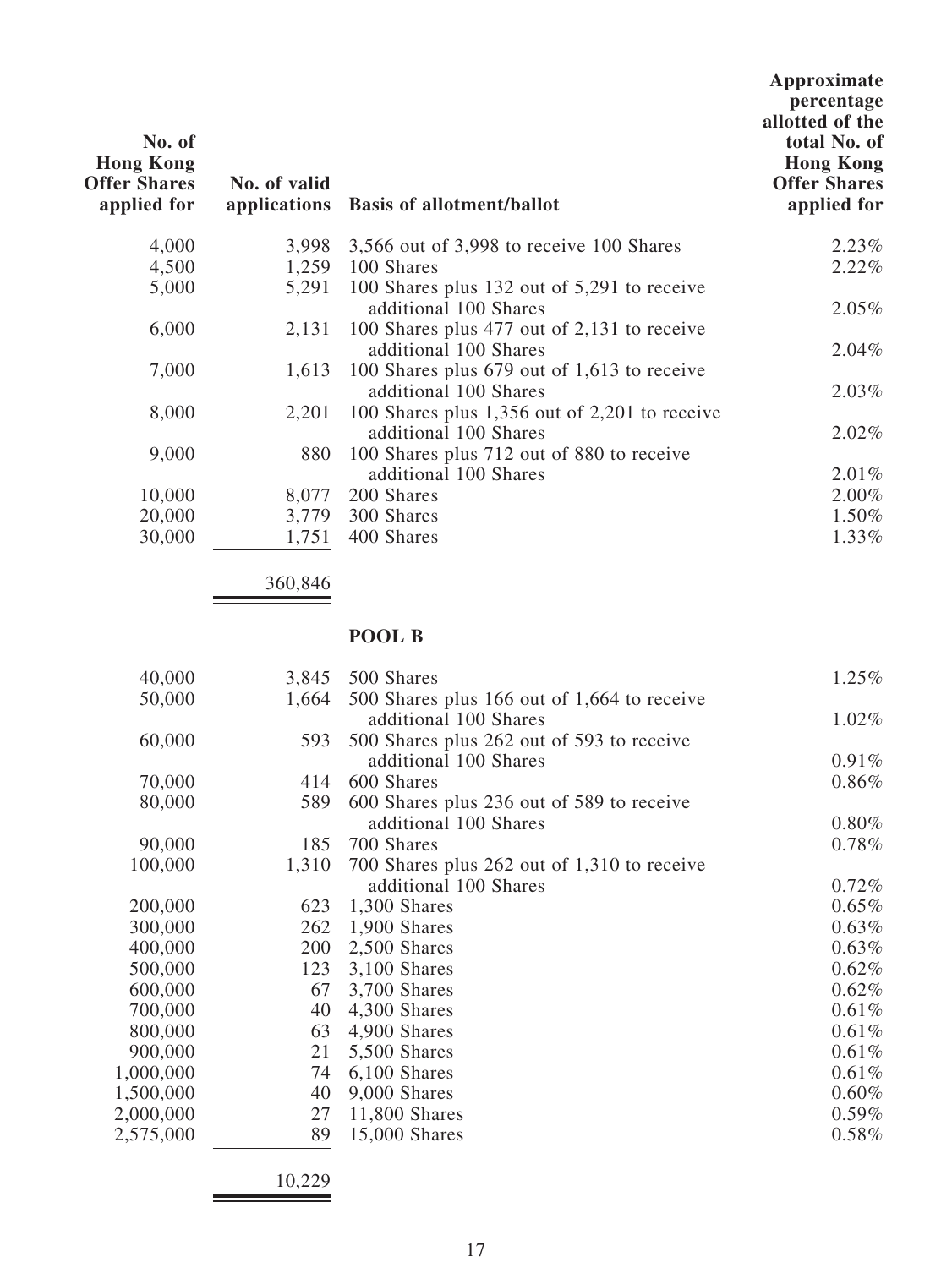| No. of Hong Kong Offer Shares applied for | No. of valid applications | Basis of allotment/ballot | Approximate percentage allotted of the total No. of Hong Kong Offer Shares applied for |
|---|---|---|---|
| 4,000 | 3,998 | 3,566 out of 3,998 to receive 100 Shares | 2.23% |
| 4,500 | 1,259 | 100 Shares | 2.22% |
| 5,000 | 5,291 | 100 Shares plus 132 out of 5,291 to receive additional 100 Shares | 2.05% |
| 6,000 | 2,131 | 100 Shares plus 477 out of 2,131 to receive additional 100 Shares | 2.04% |
| 7,000 | 1,613 | 100 Shares plus 679 out of 1,613 to receive additional 100 Shares | 2.03% |
| 8,000 | 2,201 | 100 Shares plus 1,356 out of 2,201 to receive additional 100 Shares | 2.02% |
| 9,000 | 880 | 100 Shares plus 712 out of 880 to receive additional 100 Shares | 2.01% |
| 10,000 | 8,077 | 200 Shares | 2.00% |
| 20,000 | 3,779 | 300 Shares | 1.50% |
| 30,000 | 1,751 | 400 Shares | 1.33% |
| | 360,846 | | |

**POOL B**

| No. of Hong Kong Offer Shares applied for | No. of valid applications | Basis of allotment/ballot | Approximate percentage allotted of the total No. of Hong Kong Offer Shares applied for |
|---|---|---|---|
| 40,000 | 3,845 | 500 Shares | 1.25% |
| 50,000 | 1,664 | 500 Shares plus 166 out of 1,664 to receive additional 100 Shares | 1.02% |
| 60,000 | 593 | 500 Shares plus 262 out of 593 to receive additional 100 Shares | 0.91% |
| 70,000 | 414 | 600 Shares | 0.86% |
| 80,000 | 589 | 600 Shares plus 236 out of 589 to receive additional 100 Shares | 0.80% |
| 90,000 | 185 | 700 Shares | 0.78% |
| 100,000 | 1,310 | 700 Shares plus 262 out of 1,310 to receive additional 100 Shares | 0.72% |
| 200,000 | 623 | 1,300 Shares | 0.65% |
| 300,000 | 262 | 1,900 Shares | 0.63% |
| 400,000 | 200 | 2,500 Shares | 0.63% |
| 500,000 | 123 | 3,100 Shares | 0.62% |
| 600,000 | 67 | 3,700 Shares | 0.62% |
| 700,000 | 40 | 4,300 Shares | 0.61% |
| 800,000 | 63 | 4,900 Shares | 0.61% |
| 900,000 | 21 | 5,500 Shares | 0.61% |
| 1,000,000 | 74 | 6,100 Shares | 0.61% |
| 1,500,000 | 40 | 9,000 Shares | 0.60% |
| 2,000,000 | 27 | 11,800 Shares | 0.59% |
| 2,575,000 | 89 | 15,000 Shares | 0.58% |
| | 10,229 | | |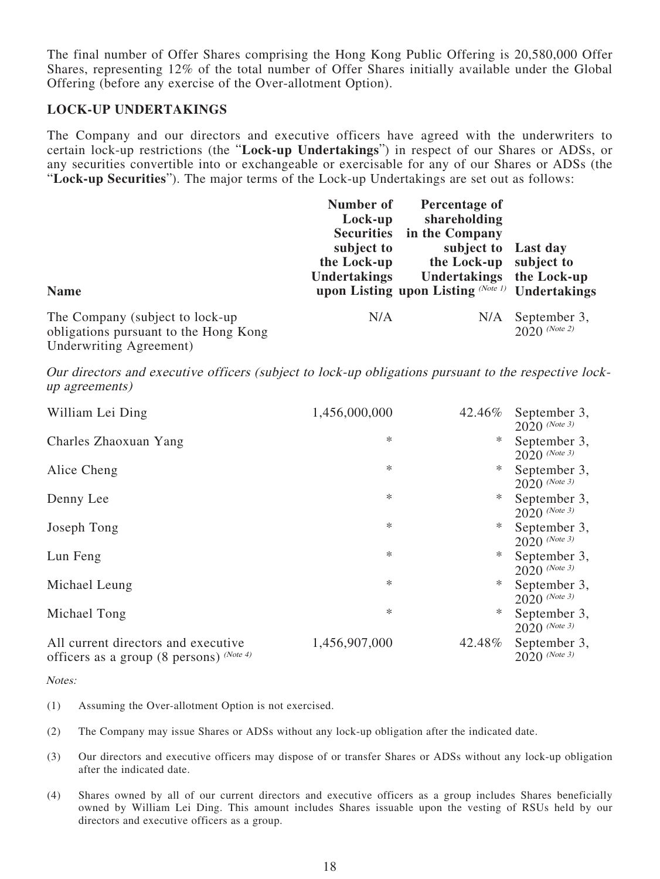The final number of Offer Shares comprising the Hong Kong Public Offering is 20,580,000 Offer Shares, representing 12% of the total number of Offer Shares initially available under the Global Offering (before any exercise of the Over-allotment Option).

## LOCK-UP UNDERTAKINGS

The Company and our directors and executive officers have agreed with the underwriters to certain lock-up restrictions (the "**Lock-up Undertakings**") in respect of our Shares or ADSs, or any securities convertible into or exchangeable or exercisable for any of our Shares or ADSs (the "**Lock-up Securities**"). The major terms of the Lock-up Undertakings are set out as follows:

| Name | Number of Lock-up Securities subject to the Lock-up Undertakings upon Listing | Percentage of shareholding in the Company subject to the Lock-up Undertakings upon Listing (Note 1) | Last day subject to the Lock-up Undertakings |
|---|---|---|---|
| The Company (subject to lock-up obligations pursuant to the Hong Kong Underwriting Agreement) | N/A | N/A | September 3, 2020 (Note 2) |
| *Our directors and executive officers (subject to lock-up obligations pursuant to the respective lock-up agreements)* | | | |
| William Lei Ding | 1,456,000,000 | 42.46% | September 3, 2020 (Note 3) |
| Charles Zhaoxuan Yang | * | * | September 3, 2020 (Note 3) |
| Alice Cheng | * | * | September 3, 2020 (Note 3) |
| Denny Lee | * | * | September 3, 2020 (Note 3) |
| Joseph Tong | * | * | September 3, 2020 (Note 3) |
| Lun Feng | * | * | September 3, 2020 (Note 3) |
| Michael Leung | * | * | September 3, 2020 (Note 3) |
| Michael Tong | * | * | September 3, 2020 (Note 3) |
| All current directors and executive officers as a group (8 persons) (Note 4) | 1,456,907,000 | 42.48% | September 3, 2020 (Note 3) |

*Notes:*

(1) Assuming the Over-allotment Option is not exercised.

(2) The Company may issue Shares or ADSs without any lock-up obligation after the indicated date.

(3) Our directors and executive officers may dispose of or transfer Shares or ADSs without any lock-up obligation after the indicated date.

(4) Shares owned by all of our current directors and executive officers as a group includes Shares beneficially owned by William Lei Ding. This amount includes Shares issuable upon the vesting of RSUs held by our directors and executive officers as a group.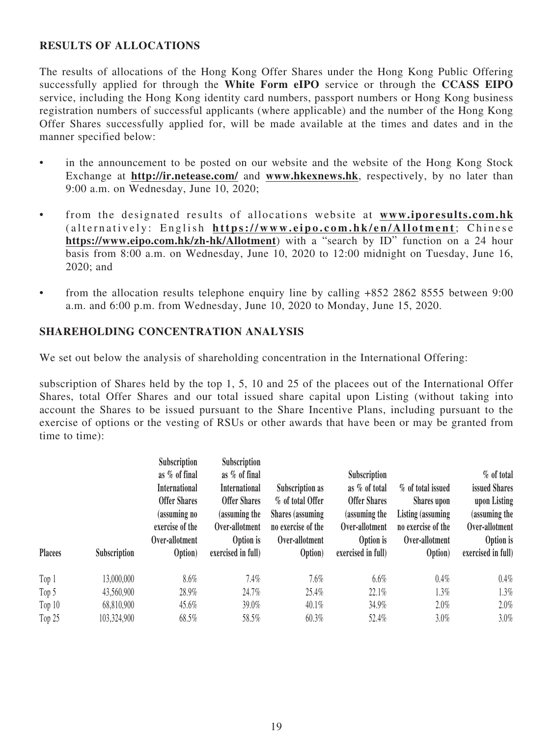## RESULTS OF ALLOCATIONS

The results of allocations of the Hong Kong Offer Shares under the Hong Kong Public Offering successfully applied for through the **White Form eIPO** service or through the **CCASS EIPO** service, including the Hong Kong identity card numbers, passport numbers or Hong Kong business registration numbers of successful applicants (where applicable) and the number of the Hong Kong Offer Shares successfully applied for, will be made available at the times and dates and in the manner specified below:

- in the announcement to be posted on our website and the website of the Hong Kong Stock Exchange at **http://ir.netease.com/** and **www.hkexnews.hk**, respectively, by no later than 9:00 a.m. on Wednesday, June 10, 2020;
- from the designated results of allocations website at **www.iporesults.com.hk** (alternatively: English **https://www.eipo.com.hk/en/Allotment**; Chinese **https://www.eipo.com.hk/zh-hk/Allotment**) with a "search by ID" function on a 24 hour basis from 8:00 a.m. on Wednesday, June 10, 2020 to 12:00 midnight on Tuesday, June 16, 2020; and
- from the allocation results telephone enquiry line by calling +852 2862 8555 between 9:00 a.m. and 6:00 p.m. from Wednesday, June 10, 2020 to Monday, June 15, 2020.

## SHAREHOLDING CONCENTRATION ANALYSIS

We set out below the analysis of shareholding concentration in the International Offering:

subscription of Shares held by the top 1, 5, 10 and 25 of the placees out of the International Offer Shares, total Offer Shares and our total issued share capital upon Listing (without taking into account the Shares to be issued pursuant to the Share Incentive Plans, including pursuant to the exercise of options or the vesting of RSUs or other awards that have been or may be granted from time to time):

| Placees | Subscription | Subscription as % of final International Offer Shares (assuming no exercise of the Over-allotment Option) | Subscription as % of final International Offer Shares (assuming the Over-allotment Option is exercised in full) | Subscription as % of total Offer Shares (assuming no exercise of the Over-allotment Option) | Subscription as % of total Offer Shares (assuming the Over-allotment Option is exercised in full) | % of total issued Shares upon Listing (assuming no exercise of the Over-allotment Option) | % of total issued Shares upon Listing (assuming the Over-allotment Option is exercised in full) |
|---|---|---|---|---|---|---|---|
| Top 1 | 13,000,000 | 8.6% | 7.4% | 7.6% | 6.6% | 0.4% | 0.4% |
| Top 5 | 43,560,900 | 28.9% | 24.7% | 25.4% | 22.1% | 1.3% | 1.3% |
| Top 10 | 68,810,900 | 45.6% | 39.0% | 40.1% | 34.9% | 2.0% | 2.0% |
| Top 25 | 103,324,900 | 68.5% | 58.5% | 60.3% | 52.4% | 3.0% | 3.0% |